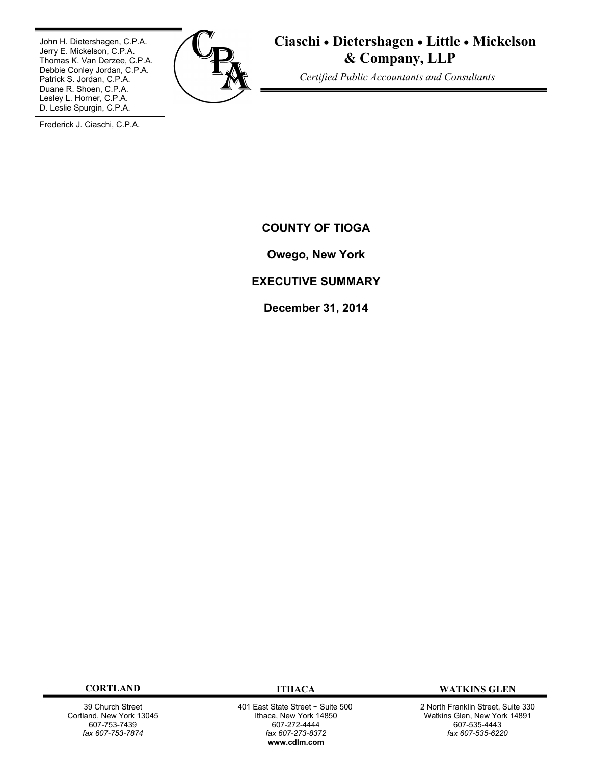John H. Dietershagen, C.P.A.
Jerry E. Mickelson, C.P.A.
Thomas K. Van Derzee, C.P.A.
Debbie Conley Jordan, C.P.A.
Patrick S. Jordan, C.P.A.
Duane R. Shoen, C.P.A.
Lesley L. Horner, C.P.A.
D. Leslie Spurgin, C.P.A.

Frederick J. Ciaschi, C.P.A.

# Ciaschi • Dietershagen • Little • Mickelson & Company, LLP

*Certified Public Accountants and Consultants*

## COUNTY OF TIOGA

## Owego, New York

## EXECUTIVE SUMMARY

## December 31, 2014

| CORTLAND | ITHACA | WATKINS GLEN |
|---|---|---|
| 39 Church Street<br>Cortland, New York 13045<br>607-753-7439<br>*fax 607-753-7874* | 401 East State Street ~ Suite 500<br>Ithaca, New York 14850<br>607-272-4444<br>*fax 607-273-8372*<br>**www.cdlm.com** | 2 North Franklin Street, Suite 330<br>Watkins Glen, New York 14891<br>607-535-4443<br>*fax 607-535-6220* |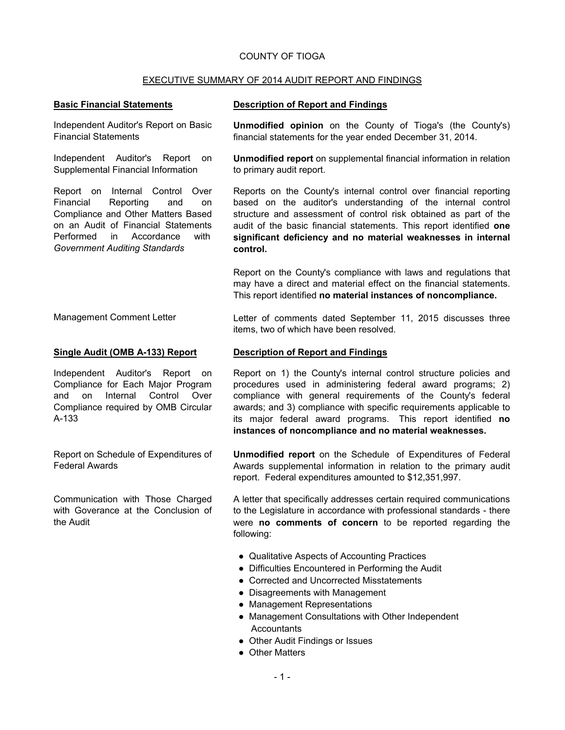COUNTY OF TIOGA

EXECUTIVE SUMMARY OF 2014 AUDIT REPORT AND FINDINGS

| **Basic Financial Statements** | **Description of Report and Findings** |
| --- | --- |
| Independent Auditor's Report on Basic Financial Statements | **Unmodified opinion** on the County of Tioga's (the County's) financial statements for the year ended December 31, 2014. |
| Independent Auditor's Report on Supplemental Financial Information | **Unmodified report** on supplemental financial information in relation to primary audit report. |
| Report on Internal Control Over Financial Reporting and on Compliance and Other Matters Based on an Audit of Financial Statements Performed in Accordance with *Government Auditing Standards* | Reports on the County's internal control over financial reporting based on the auditor's understanding of the internal control structure and assessment of control risk obtained as part of the audit of the basic financial statements. This report identified **one significant deficiency and no material weaknesses in internal control.**<br><br>Report on the County's compliance with laws and regulations that may have a direct and material effect on the financial statements. This report identified **no material instances of noncompliance.** |
| Management Comment Letter | Letter of comments dated September 11, 2015 discusses three items, two of which have been resolved. |

| **Single Audit (OMB A-133) Report** | **Description of Report and Findings** |
| --- | --- |
| Independent Auditor's Report on Compliance for Each Major Program and on Internal Control Over Compliance required by OMB Circular A-133 | Report on 1) the County's internal control structure policies and procedures used in administering federal award programs; 2) compliance with general requirements of the County's federal awards; and 3) compliance with specific requirements applicable to its major federal award programs. This report identified **no instances of noncompliance and no material weaknesses.** |
| Report on Schedule of Expenditures of Federal Awards | **Unmodified report** on the Schedule of Expenditures of Federal Awards supplemental information in relation to the primary audit report. Federal expenditures amounted to $12,351,997. |
| Communication with Those Charged with Goverance at the Conclusion of the Audit | A letter that specifically addresses certain required communications to the Legislature in accordance with professional standards - there were **no comments of concern** to be reported regarding the following: |

- Qualitative Aspects of Accounting Practices
- Difficulties Encountered in Performing the Audit
- Corrected and Uncorrected Misstatements
- Disagreements with Management
- Management Representations
- Management Consultations with Other Independent Accountants
- Other Audit Findings or Issues
- Other Matters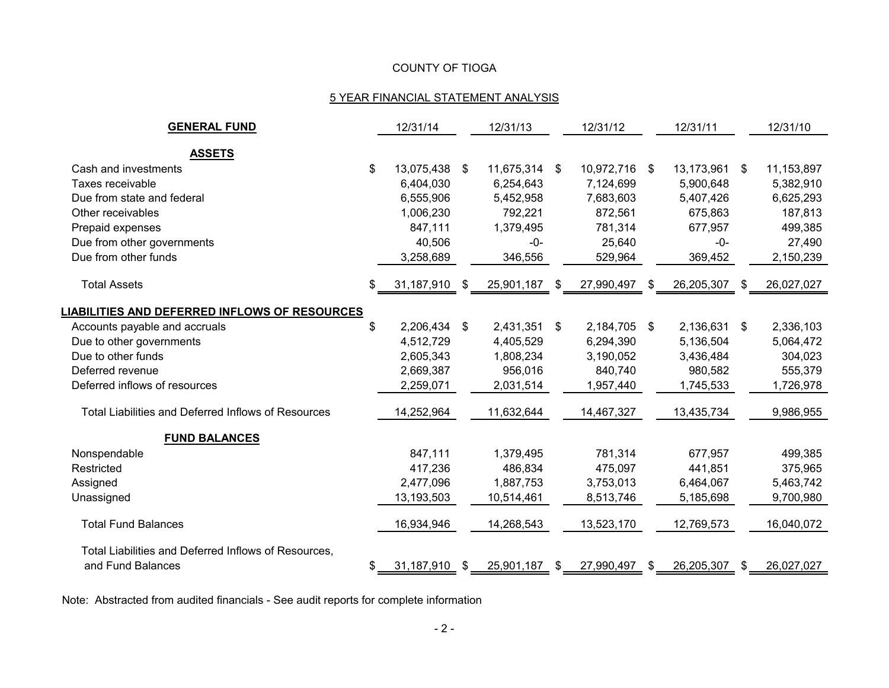COUNTY OF TIOGA

5 YEAR FINANCIAL STATEMENT ANALYSIS

| **GENERAL FUND** | 12/31/14 | 12/31/13 | 12/31/12 | 12/31/11 | 12/31/10 |
|---|---|---|---|---|---|
| **ASSETS** | | | | | |
| Cash and investments | $ 13,075,438 | $ 11,675,314 | $ 10,972,716 | $ 13,173,961 | $ 11,153,897 |
| Taxes receivable | 6,404,030 | 6,254,643 | 7,124,699 | 5,900,648 | 5,382,910 |
| Due from state and federal | 6,555,906 | 5,452,958 | 7,683,603 | 5,407,426 | 6,625,293 |
| Other receivables | 1,006,230 | 792,221 | 872,561 | 675,863 | 187,813 |
| Prepaid expenses | 847,111 | 1,379,495 | 781,314 | 677,957 | 499,385 |
| Due from other governments | 40,506 | -0- | 25,640 | -0- | 27,490 |
| Due from other funds | 3,258,689 | 346,556 | 529,964 | 369,452 | 2,150,239 |
| Total Assets | $ 31,187,910 | $ 25,901,187 | $ 27,990,497 | $ 26,205,307 | $ 26,027,027 |
| **LIABILITIES AND DEFERRED INFLOWS OF RESOURCES** | | | | | |
| Accounts payable and accruals | $ 2,206,434 | $ 2,431,351 | $ 2,184,705 | $ 2,136,631 | $ 2,336,103 |
| Due to other governments | 4,512,729 | 4,405,529 | 6,294,390 | 5,136,504 | 5,064,472 |
| Due to other funds | 2,605,343 | 1,808,234 | 3,190,052 | 3,436,484 | 304,023 |
| Deferred revenue | 2,669,387 | 956,016 | 840,740 | 980,582 | 555,379 |
| Deferred inflows of resources | 2,259,071 | 2,031,514 | 1,957,440 | 1,745,533 | 1,726,978 |
| Total Liabilities and Deferred Inflows of Resources | 14,252,964 | 11,632,644 | 14,467,327 | 13,435,734 | 9,986,955 |
| **FUND BALANCES** | | | | | |
| Nonspendable | 847,111 | 1,379,495 | 781,314 | 677,957 | 499,385 |
| Restricted | 417,236 | 486,834 | 475,097 | 441,851 | 375,965 |
| Assigned | 2,477,096 | 1,887,753 | 3,753,013 | 6,464,067 | 5,463,742 |
| Unassigned | 13,193,503 | 10,514,461 | 8,513,746 | 5,185,698 | 9,700,980 |
| Total Fund Balances | 16,934,946 | 14,268,543 | 13,523,170 | 12,769,573 | 16,040,072 |
| Total Liabilities and Deferred Inflows of Resources, and Fund Balances | $ 31,187,910 | $ 25,901,187 | $ 27,990,497 | $ 26,205,307 | $ 26,027,027 |

Note: Abstracted from audited financials - See audit reports for complete information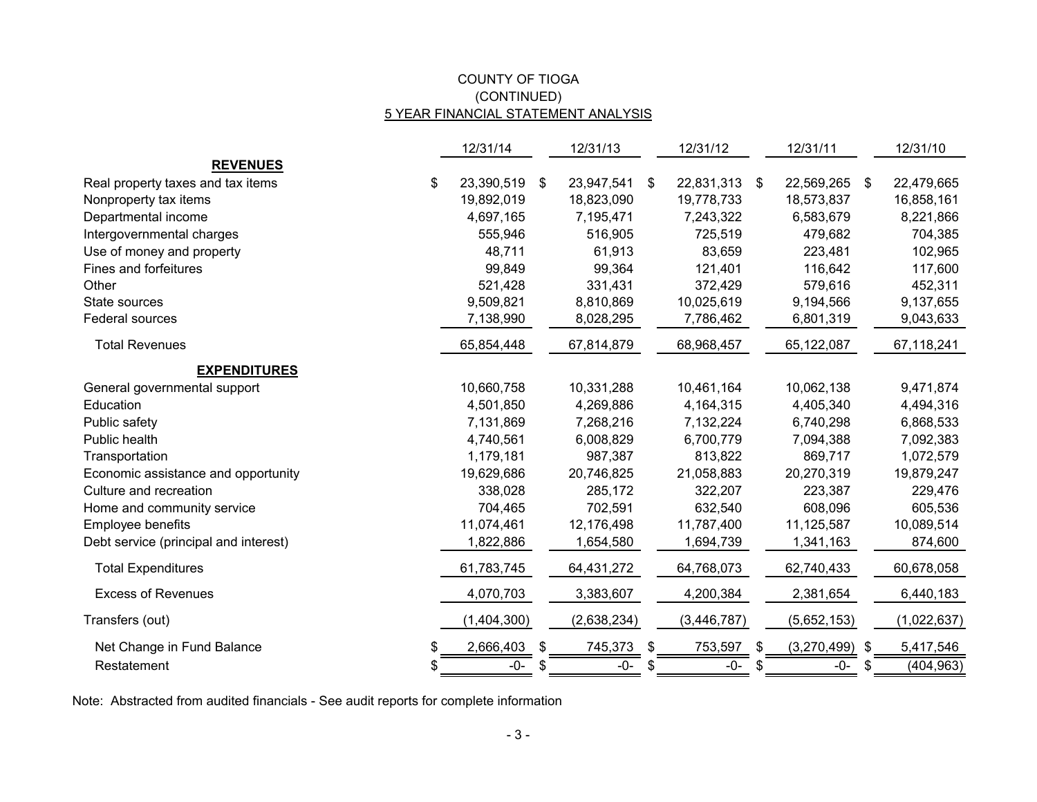# COUNTY OF TIOGA
## (CONTINUED)
## 5 YEAR FINANCIAL STATEMENT ANALYSIS

| | 12/31/14 | 12/31/13 | 12/31/12 | 12/31/11 | 12/31/10 |
|---|---|---|---|---|---|
| **REVENUES** | | | | | |
| Real property taxes and tax items | $ 23,390,519 | $ 23,947,541 | $ 22,831,313 | $ 22,569,265 | $ 22,479,665 |
| Nonproperty tax items | 19,892,019 | 18,823,090 | 19,778,733 | 18,573,837 | 16,858,161 |
| Departmental income | 4,697,165 | 7,195,471 | 7,243,322 | 6,583,679 | 8,221,866 |
| Intergovernmental charges | 555,946 | 516,905 | 725,519 | 479,682 | 704,385 |
| Use of money and property | 48,711 | 61,913 | 83,659 | 223,481 | 102,965 |
| Fines and forfeitures | 99,849 | 99,364 | 121,401 | 116,642 | 117,600 |
| Other | 521,428 | 331,431 | 372,429 | 579,616 | 452,311 |
| State sources | 9,509,821 | 8,810,869 | 10,025,619 | 9,194,566 | 9,137,655 |
| Federal sources | 7,138,990 | 8,028,295 | 7,786,462 | 6,801,319 | 9,043,633 |
| Total Revenues | 65,854,448 | 67,814,879 | 68,968,457 | 65,122,087 | 67,118,241 |
| **EXPENDITURES** | | | | | |
| General governmental support | 10,660,758 | 10,331,288 | 10,461,164 | 10,062,138 | 9,471,874 |
| Education | 4,501,850 | 4,269,886 | 4,164,315 | 4,405,340 | 4,494,316 |
| Public safety | 7,131,869 | 7,268,216 | 7,132,224 | 6,740,298 | 6,868,533 |
| Public health | 4,740,561 | 6,008,829 | 6,700,779 | 7,094,388 | 7,092,383 |
| Transportation | 1,179,181 | 987,387 | 813,822 | 869,717 | 1,072,579 |
| Economic assistance and opportunity | 19,629,686 | 20,746,825 | 21,058,883 | 20,270,319 | 19,879,247 |
| Culture and recreation | 338,028 | 285,172 | 322,207 | 223,387 | 229,476 |
| Home and community service | 704,465 | 702,591 | 632,540 | 608,096 | 605,536 |
| Employee benefits | 11,074,461 | 12,176,498 | 11,787,400 | 11,125,587 | 10,089,514 |
| Debt service (principal and interest) | 1,822,886 | 1,654,580 | 1,694,739 | 1,341,163 | 874,600 |
| Total Expenditures | 61,783,745 | 64,431,272 | 64,768,073 | 62,740,433 | 60,678,058 |
| Excess of Revenues | 4,070,703 | 3,383,607 | 4,200,384 | 2,381,654 | 6,440,183 |
| Transfers (out) | (1,404,300) | (2,638,234) | (3,446,787) | (5,652,153) | (1,022,637) |
| Net Change in Fund Balance | $ 2,666,403 | $ 745,373 | $ 753,597 | $ (3,270,499) | $ 5,417,546 |
| Restatement | $ -0- | $ -0- | $ -0- | $ -0- | $ (404,963) |

Note: Abstracted from audited financials - See audit reports for complete information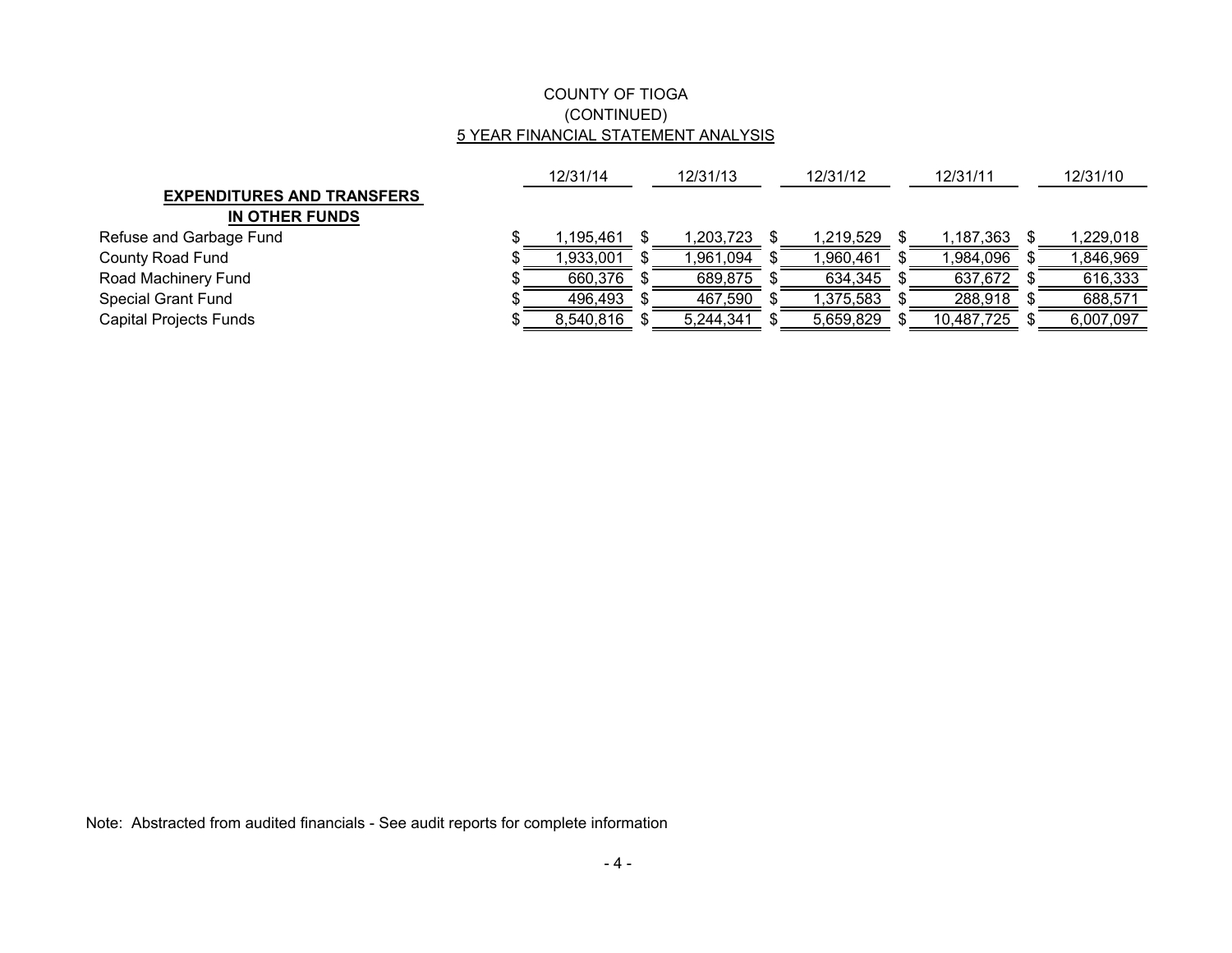# COUNTY OF TIOGA
## (CONTINUED)
## 5 YEAR FINANCIAL STATEMENT ANALYSIS

| | 12/31/14 | 12/31/13 | 12/31/12 | 12/31/11 | 12/31/10 |
|---|---|---|---|---|---|
| **EXPENDITURES AND TRANSFERS IN OTHER FUNDS** | | | | | |
| Refuse and Garbage Fund | $ 1,195,461 | $ 1,203,723 | $ 1,219,529 | $ 1,187,363 | $ 1,229,018 |
| County Road Fund | $ 1,933,001 | $ 1,961,094 | $ 1,960,461 | $ 1,984,096 | $ 1,846,969 |
| Road Machinery Fund | $ 660,376 | $ 689,875 | $ 634,345 | $ 637,672 | $ 616,333 |
| Special Grant Fund | $ 496,493 | $ 467,590 | $ 1,375,583 | $ 288,918 | $ 688,571 |
| Capital Projects Funds | $ 8,540,816 | $ 5,244,341 | $ 5,659,829 | $ 10,487,725 | $ 6,007,097 |

Note: Abstracted from audited financials - See audit reports for complete information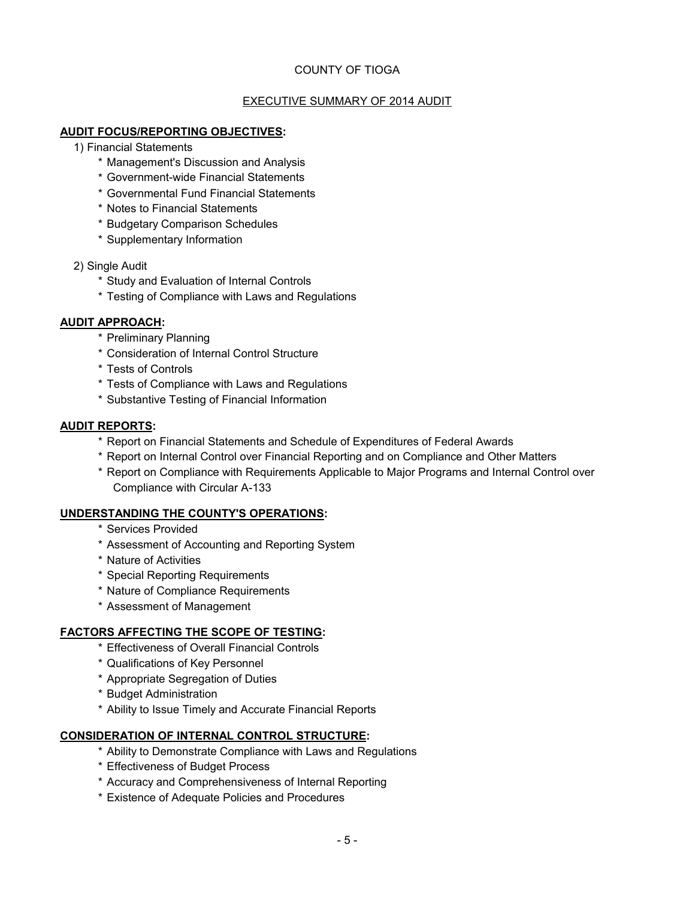COUNTY OF TIOGA

EXECUTIVE SUMMARY OF 2014 AUDIT

**AUDIT FOCUS/REPORTING OBJECTIVES:**

1) Financial Statements
   * Management's Discussion and Analysis
   * Government-wide Financial Statements
   * Governmental Fund Financial Statements
   * Notes to Financial Statements
   * Budgetary Comparison Schedules
   * Supplementary Information

2) Single Audit
   * Study and Evaluation of Internal Controls
   * Testing of Compliance with Laws and Regulations

**AUDIT APPROACH:**

* Preliminary Planning
* Consideration of Internal Control Structure
* Tests of Controls
* Tests of Compliance with Laws and Regulations
* Substantive Testing of Financial Information

**AUDIT REPORTS:**

* Report on Financial Statements and Schedule of Expenditures of Federal Awards
* Report on Internal Control over Financial Reporting and on Compliance and Other Matters
* Report on Compliance with Requirements Applicable to Major Programs and Internal Control over Compliance with Circular A-133

**UNDERSTANDING THE COUNTY'S OPERATIONS:**

* Services Provided
* Assessment of Accounting and Reporting System
* Nature of Activities
* Special Reporting Requirements
* Nature of Compliance Requirements
* Assessment of Management

**FACTORS AFFECTING THE SCOPE OF TESTING:**

* Effectiveness of Overall Financial Controls
* Qualifications of Key Personnel
* Appropriate Segregation of Duties
* Budget Administration
* Ability to Issue Timely and Accurate Financial Reports

**CONSIDERATION OF INTERNAL CONTROL STRUCTURE:**

* Ability to Demonstrate Compliance with Laws and Regulations
* Effectiveness of Budget Process
* Accuracy and Comprehensiveness of Internal Reporting
* Existence of Adequate Policies and Procedures